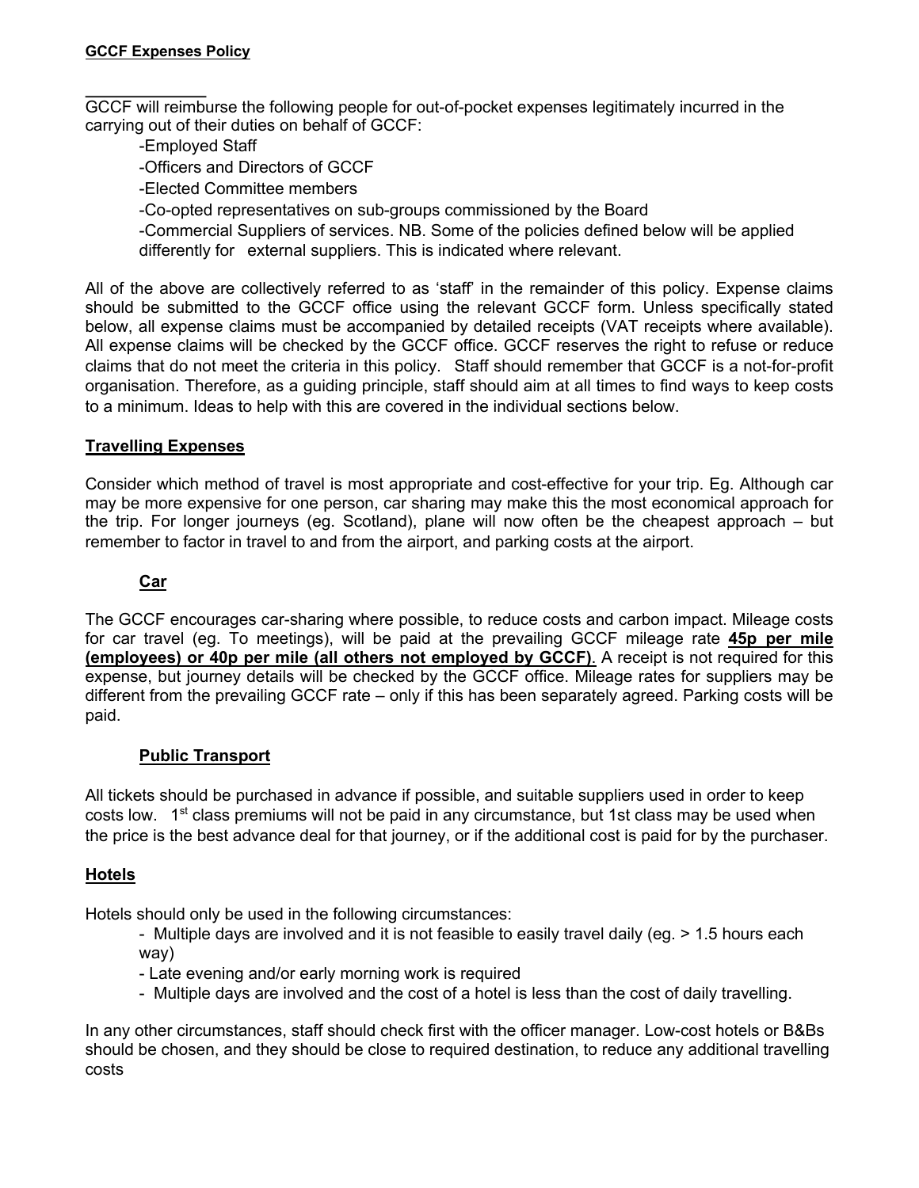**GCCF Expenses Policy**

GCCF will reimburse the following people for out-of-pocket expenses legitimately incurred in the carrying out of their duties on behalf of GCCF:

- Employed Staff
- Officers and Directors of GCCF
- Elected Committee members
- Co-opted representatives on sub-groups commissioned by the Board
- Commercial Suppliers of services. NB. Some of the policies defined below will be applied differently for external suppliers. This is indicated where relevant.

All of the above are collectively referred to as 'staff' in the remainder of this policy. Expense claims should be submitted to the GCCF office using the relevant GCCF form. Unless specifically stated below, all expense claims must be accompanied by detailed receipts (VAT receipts where available). All expense claims will be checked by the GCCF office. GCCF reserves the right to refuse or reduce claims that do not meet the criteria in this policy. Staff should remember that GCCF is a not-for-profit organisation. Therefore, as a guiding principle, staff should aim at all times to find ways to keep costs to a minimum. Ideas to help with this are covered in the individual sections below.

## Travelling Expenses

Consider which method of travel is most appropriate and cost-effective for your trip. Eg. Although car may be more expensive for one person, car sharing may make this the most economical approach for the trip. For longer journeys (eg. Scotland), plane will now often be the cheapest approach – but remember to factor in travel to and from the airport, and parking costs at the airport.

### Car

The GCCF encourages car-sharing where possible, to reduce costs and carbon impact. Mileage costs for car travel (eg. To meetings), will be paid at the prevailing GCCF mileage rate **45p per mile (employees) or 40p per mile (all others not employed by GCCF)**. A receipt is not required for this expense, but journey details will be checked by the GCCF office. Mileage rates for suppliers may be different from the prevailing GCCF rate – only if this has been separately agreed. Parking costs will be paid.

### Public Transport

All tickets should be purchased in advance if possible, and suitable suppliers used in order to keep costs low. 1st class premiums will not be paid in any circumstance, but 1st class may be used when the price is the best advance deal for that journey, or if the additional cost is paid for by the purchaser.

## Hotels

Hotels should only be used in the following circumstances:

- Multiple days are involved and it is not feasible to easily travel daily (eg. > 1.5 hours each way)
- Late evening and/or early morning work is required
- Multiple days are involved and the cost of a hotel is less than the cost of daily travelling.

In any other circumstances, staff should check first with the officer manager. Low-cost hotels or B&Bs should be chosen, and they should be close to required destination, to reduce any additional travelling costs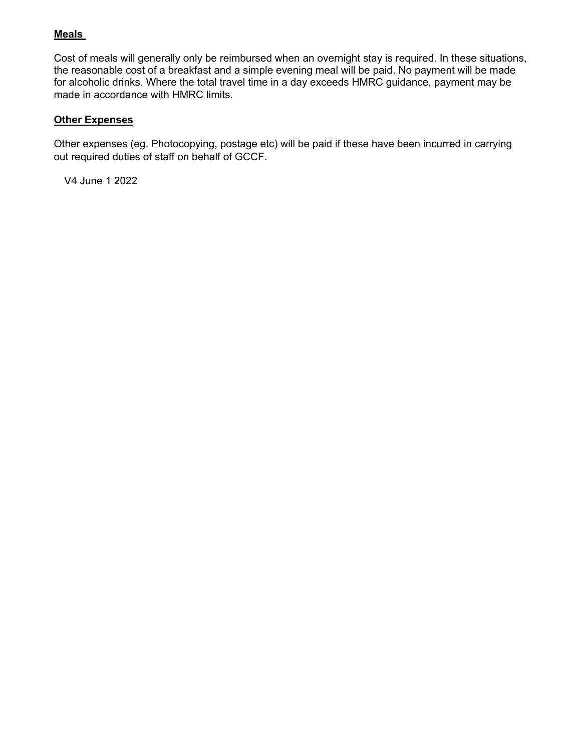**Meals**

Cost of meals will generally only be reimbursed when an overnight stay is required. In these situations, the reasonable cost of a breakfast and a simple evening meal will be paid. No payment will be made for alcoholic drinks. Where the total travel time in a day exceeds HMRC guidance, payment may be made in accordance with HMRC limits.

**Other Expenses**

Other expenses (eg. Photocopying, postage etc) will be paid if these have been incurred in carrying out required duties of staff on behalf of GCCF.

V4 June 1 2022